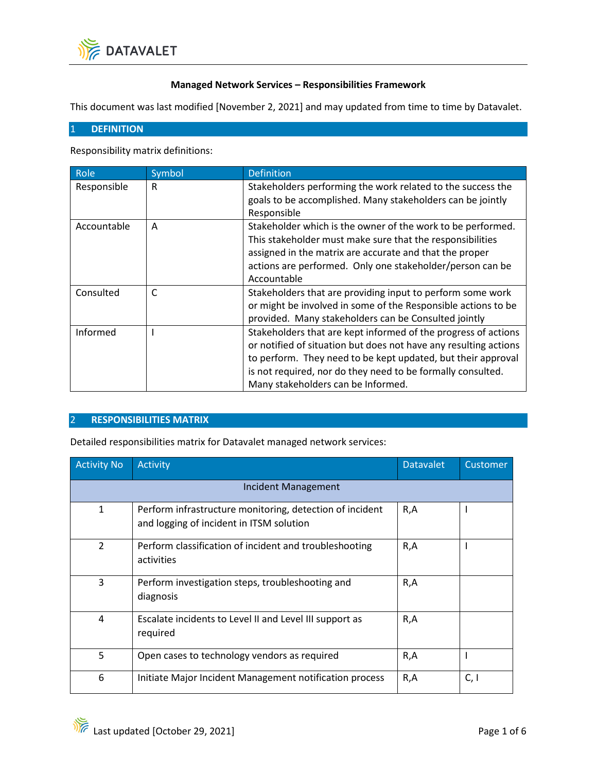**Managed Network Services – Responsibilities Framework**

This document was last modified [November 2, 2021] and may updated from time to time by Datavalet.

## 1 DEFINITION

Responsibility matrix definitions:

| Role | Symbol | Definition |
| --- | --- | --- |
| Responsible | R | Stakeholders performing the work related to the success the goals to be accomplished. Many stakeholders can be jointly Responsible |
| Accountable | A | Stakeholder which is the owner of the work to be performed. This stakeholder must make sure that the responsibilities assigned in the matrix are accurate and that the proper actions are performed. Only one stakeholder/person can be Accountable |
| Consulted | C | Stakeholders that are providing input to perform some work or might be involved in some of the Responsible actions to be provided. Many stakeholders can be Consulted jointly |
| Informed | I | Stakeholders that are kept informed of the progress of actions or notified of situation but does not have any resulting actions to perform. They need to be kept updated, but their approval is not required, nor do they need to be formally consulted. Many stakeholders can be Informed. |

## 2 RESPONSIBILITIES MATRIX

Detailed responsibilities matrix for Datavalet managed network services:

| Activity No | Activity | Datavalet | Customer |
| --- | --- | --- | --- |
| Incident Management | | | |
| 1 | Perform infrastructure monitoring, detection of incident and logging of incident in ITSM solution | R,A | I |
| 2 | Perform classification of incident and troubleshooting activities | R,A | I |
| 3 | Perform investigation steps, troubleshooting and diagnosis | R,A | |
| 4 | Escalate incidents to Level II and Level III support as required | R,A | |
| 5 | Open cases to technology vendors as required | R,A | I |
| 6 | Initiate Major Incident Management notification process | R,A | C, I |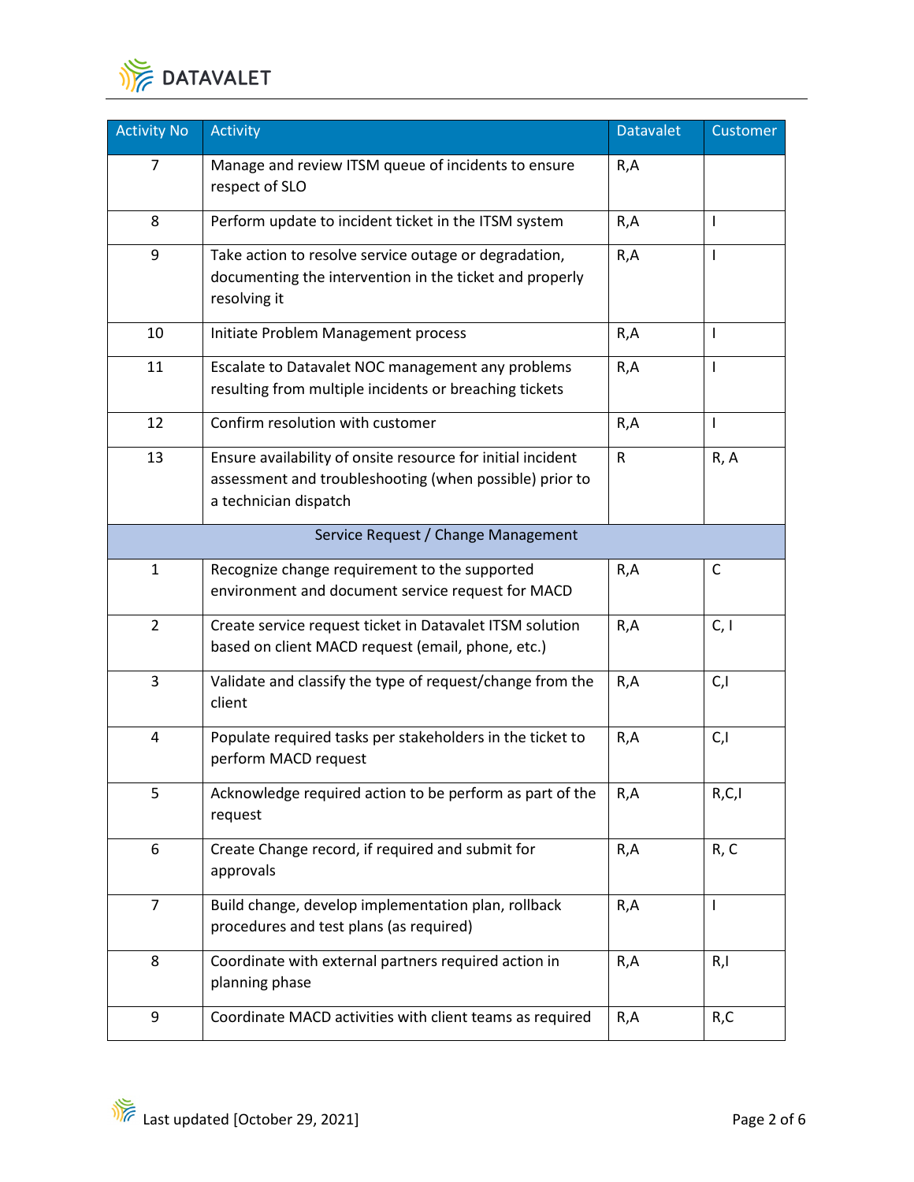| Activity No | Activity | Datavalet | Customer |
|---|---|---|---|
| 7 | Manage and review ITSM queue of incidents to ensure respect of SLO | R,A | |
| 8 | Perform update to incident ticket in the ITSM system | R,A | I |
| 9 | Take action to resolve service outage or degradation, documenting the intervention in the ticket and properly resolving it | R,A | I |
| 10 | Initiate Problem Management process | R,A | I |
| 11 | Escalate to Datavalet NOC management any problems resulting from multiple incidents or breaching tickets | R,A | I |
| 12 | Confirm resolution with customer | R,A | I |
| 13 | Ensure availability of onsite resource for initial incident assessment and troubleshooting (when possible) prior to a technician dispatch | R | R, A |
| | Service Request / Change Management | | |
| 1 | Recognize change requirement to the supported environment and document service request for MACD | R,A | C |
| 2 | Create service request ticket in Datavalet ITSM solution based on client MACD request (email, phone, etc.) | R,A | C, I |
| 3 | Validate and classify the type of request/change from the client | R,A | C,I |
| 4 | Populate required tasks per stakeholders in the ticket to perform MACD request | R,A | C,I |
| 5 | Acknowledge required action to be perform as part of the request | R,A | R,C,I |
| 6 | Create Change record, if required and submit for approvals | R,A | R, C |
| 7 | Build change, develop implementation plan, rollback procedures and test plans (as required) | R,A | I |
| 8 | Coordinate with external partners required action in planning phase | R,A | R,I |
| 9 | Coordinate MACD activities with client teams as required | R,A | R,C |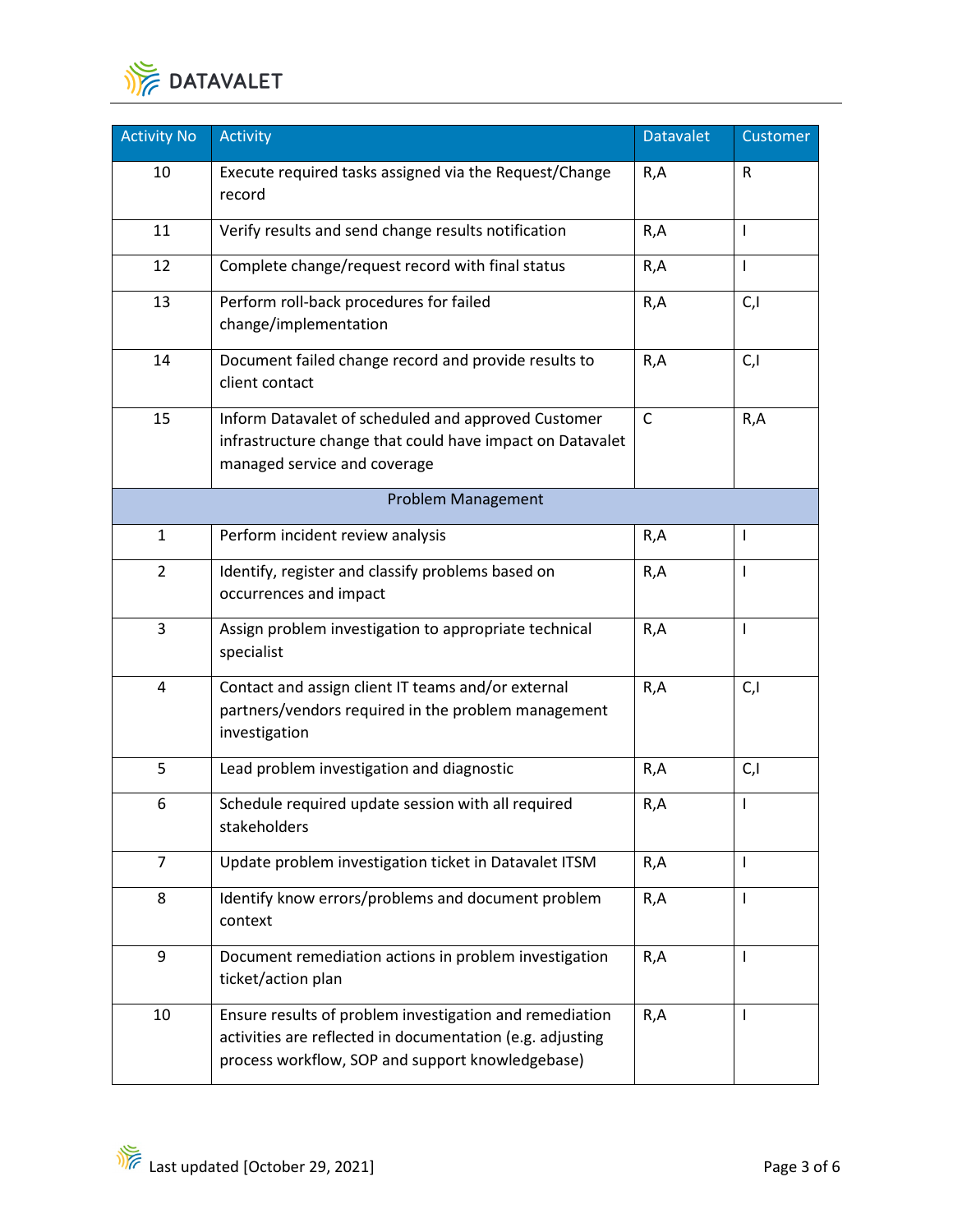| Activity No | Activity | Datavalet | Customer |
|---|---|---|---|
| 10 | Execute required tasks assigned via the Request/Change record | R,A | R |
| 11 | Verify results and send change results notification | R,A | I |
| 12 | Complete change/request record with final status | R,A | I |
| 13 | Perform roll-back procedures for failed change/implementation | R,A | C,I |
| 14 | Document failed change record and provide results to client contact | R,A | C,I |
| 15 | Inform Datavalet of scheduled and approved Customer infrastructure change that could have impact on Datavalet managed service and coverage | C | R,A |
| | Problem Management | | |
| 1 | Perform incident review analysis | R,A | I |
| 2 | Identify, register and classify problems based on occurrences and impact | R,A | I |
| 3 | Assign problem investigation to appropriate technical specialist | R,A | I |
| 4 | Contact and assign client IT teams and/or external partners/vendors required in the problem management investigation | R,A | C,I |
| 5 | Lead problem investigation and diagnostic | R,A | C,I |
| 6 | Schedule required update session with all required stakeholders | R,A | I |
| 7 | Update problem investigation ticket in Datavalet ITSM | R,A | I |
| 8 | Identify know errors/problems and document problem context | R,A | I |
| 9 | Document remediation actions in problem investigation ticket/action plan | R,A | I |
| 10 | Ensure results of problem investigation and remediation activities are reflected in documentation (e.g. adjusting process workflow, SOP and support knowledgebase) | R,A | I |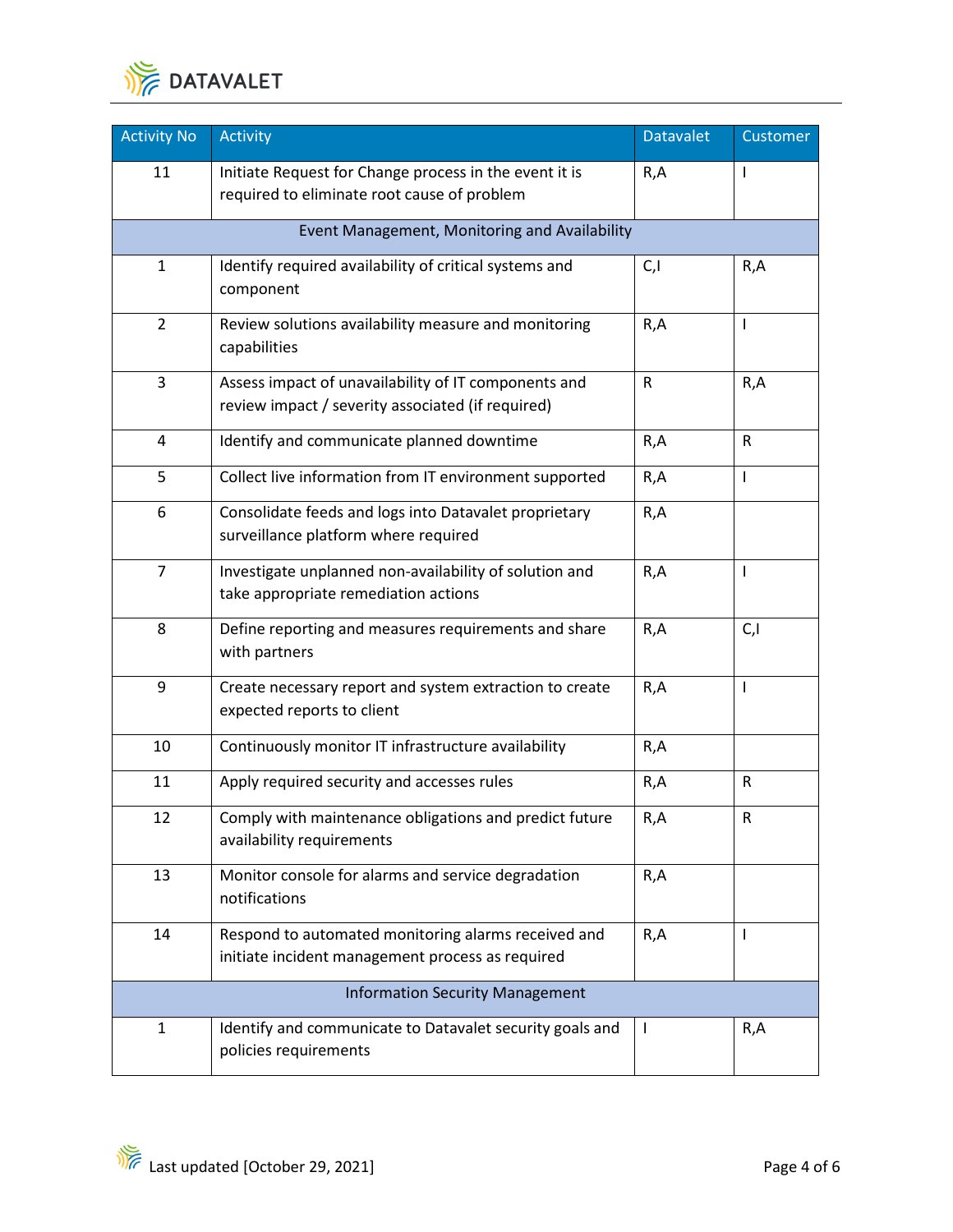| Activity No | Activity | Datavalet | Customer |
|---|---|---|---|
| 11 | Initiate Request for Change process in the event it is required to eliminate root cause of problem | R,A | I |
| | Event Management, Monitoring and Availability | | |
| 1 | Identify required availability of critical systems and component | C,I | R,A |
| 2 | Review solutions availability measure and monitoring capabilities | R,A | I |
| 3 | Assess impact of unavailability of IT components and review impact / severity associated (if required) | R | R,A |
| 4 | Identify and communicate planned downtime | R,A | R |
| 5 | Collect live information from IT environment supported | R,A | I |
| 6 | Consolidate feeds and logs into Datavalet proprietary surveillance platform where required | R,A | |
| 7 | Investigate unplanned non-availability of solution and take appropriate remediation actions | R,A | I |
| 8 | Define reporting and measures requirements and share with partners | R,A | C,I |
| 9 | Create necessary report and system extraction to create expected reports to client | R,A | I |
| 10 | Continuously monitor IT infrastructure availability | R,A | |
| 11 | Apply required security and accesses rules | R,A | R |
| 12 | Comply with maintenance obligations and predict future availability requirements | R,A | R |
| 13 | Monitor console for alarms and service degradation notifications | R,A | |
| 14 | Respond to automated monitoring alarms received and initiate incident management process as required | R,A | I |
| | Information Security Management | | |
| 1 | Identify and communicate to Datavalet security goals and policies requirements | I | R,A |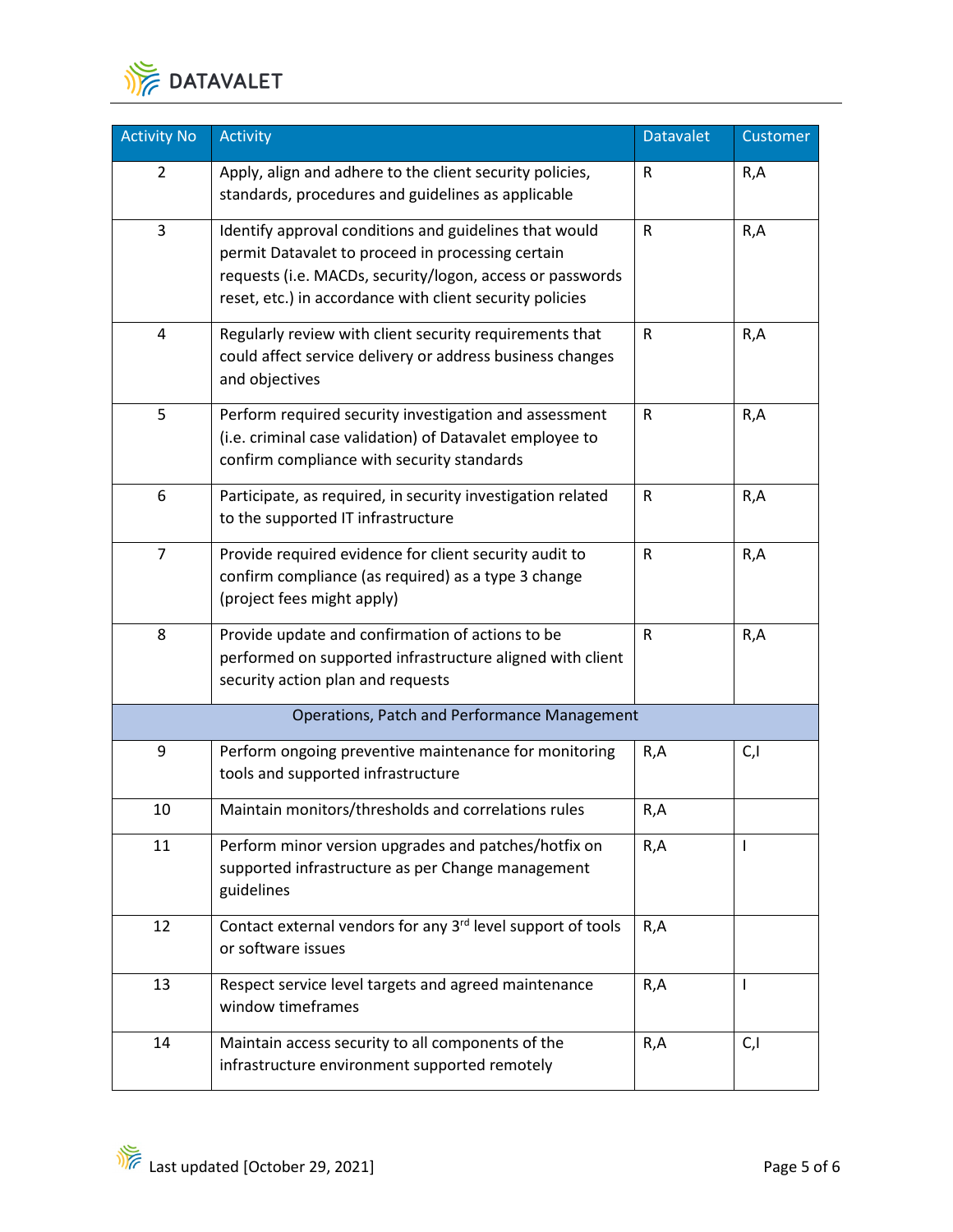| Activity No | Activity | Datavalet | Customer |
|---|---|---|---|
| 2 | Apply, align and adhere to the client security policies, standards, procedures and guidelines as applicable | R | R,A |
| 3 | Identify approval conditions and guidelines that would permit Datavalet to proceed in processing certain requests (i.e. MACDs, security/logon, access or passwords reset, etc.) in accordance with client security policies | R | R,A |
| 4 | Regularly review with client security requirements that could affect service delivery or address business changes and objectives | R | R,A |
| 5 | Perform required security investigation and assessment (i.e. criminal case validation) of Datavalet employee to confirm compliance with security standards | R | R,A |
| 6 | Participate, as required, in security investigation related to the supported IT infrastructure | R | R,A |
| 7 | Provide required evidence for client security audit to confirm compliance (as required) as a type 3 change (project fees might apply) | R | R,A |
| 8 | Provide update and confirmation of actions to be performed on supported infrastructure aligned with client security action plan and requests | R | R,A |
| Operations, Patch and Performance Management | | | |
| 9 | Perform ongoing preventive maintenance for monitoring tools and supported infrastructure | R,A | C,I |
| 10 | Maintain monitors/thresholds and correlations rules | R,A | |
| 11 | Perform minor version upgrades and patches/hotfix on supported infrastructure as per Change management guidelines | R,A | I |
| 12 | Contact external vendors for any 3rd level support of tools or software issues | R,A | |
| 13 | Respect service level targets and agreed maintenance window timeframes | R,A | I |
| 14 | Maintain access security to all components of the infrastructure environment supported remotely | R,A | C,I |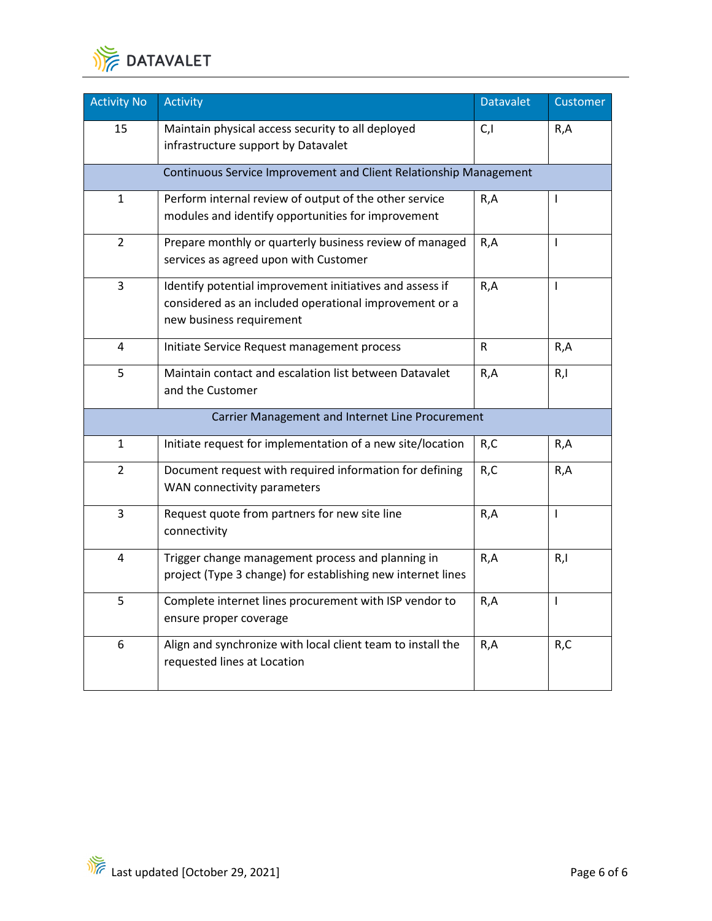| Activity No | Activity | Datavalet | Customer |
|---|---|---|---|
| 15 | Maintain physical access security to all deployed infrastructure support by Datavalet | C,I | R,A |
| | Continuous Service Improvement and Client Relationship Management | | |
| 1 | Perform internal review of output of the other service modules and identify opportunities for improvement | R,A | I |
| 2 | Prepare monthly or quarterly business review of managed services as agreed upon with Customer | R,A | I |
| 3 | Identify potential improvement initiatives and assess if considered as an included operational improvement or a new business requirement | R,A | I |
| 4 | Initiate Service Request management process | R | R,A |
| 5 | Maintain contact and escalation list between Datavalet and the Customer | R,A | R,I |
| | Carrier Management and Internet Line Procurement | | |
| 1 | Initiate request for implementation of a new site/location | R,C | R,A |
| 2 | Document request with required information for defining WAN connectivity parameters | R,C | R,A |
| 3 | Request quote from partners for new site line connectivity | R,A | I |
| 4 | Trigger change management process and planning in project (Type 3 change) for establishing new internet lines | R,A | R,I |
| 5 | Complete internet lines procurement with ISP vendor to ensure proper coverage | R,A | I |
| 6 | Align and synchronize with local client team to install the requested lines at Location | R,A | R,C |

Last updated [October 29, 2021]